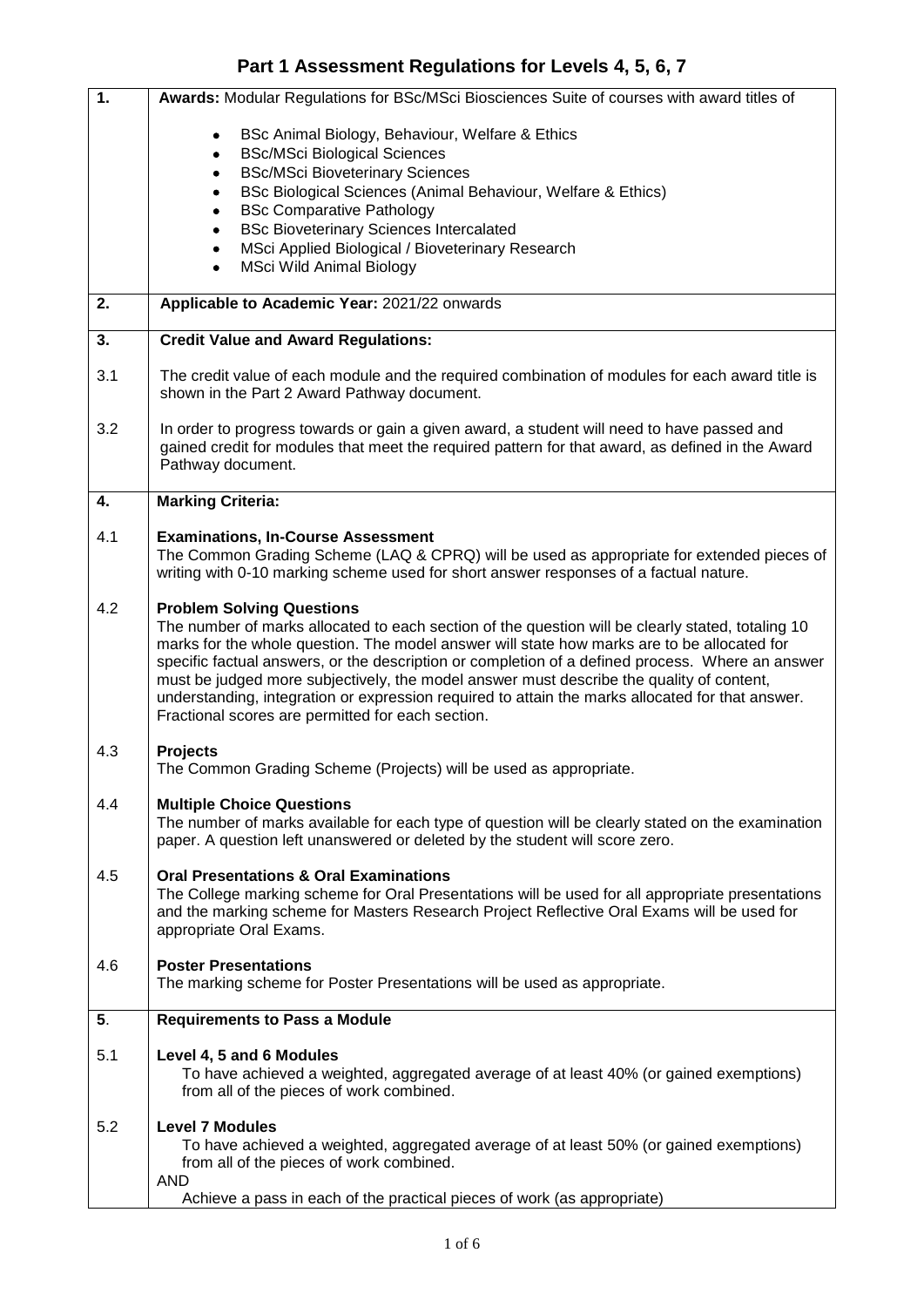# Part 1 Assessment Regulations for Levels 4, 5, 6, 7

**1. Awards:** Modular Regulations for BSc/MSci Biosciences Suite of courses with award titles of

- BSc Animal Biology, Behaviour, Welfare & Ethics
- BSc/MSci Biological Sciences
- BSc/MSci Bioveterinary Sciences
- BSc Biological Sciences (Animal Behaviour, Welfare & Ethics)
- BSc Comparative Pathology
- BSc Bioveterinary Sciences Intercalated
- MSci Applied Biological / Bioveterinary Research
- MSci Wild Animal Biology

**2. Applicable to Academic Year:** 2021/22 onwards

**3. Credit Value and Award Regulations:**

3.1 The credit value of each module and the required combination of modules for each award title is shown in the Part 2 Award Pathway document.

3.2 In order to progress towards or gain a given award, a student will need to have passed and gained credit for modules that meet the required pattern for that award, as defined in the Award Pathway document.

**4. Marking Criteria:**

4.1 **Examinations, In-Course Assessment**
The Common Grading Scheme (LAQ & CPRQ) will be used as appropriate for extended pieces of writing with 0-10 marking scheme used for short answer responses of a factual nature.

4.2 **Problem Solving Questions**
The number of marks allocated to each section of the question will be clearly stated, totaling 10 marks for the whole question. The model answer will state how marks are to be allocated for specific factual answers, or the description or completion of a defined process. Where an answer must be judged more subjectively, the model answer must describe the quality of content, understanding, integration or expression required to attain the marks allocated for that answer. Fractional scores are permitted for each section.

4.3 **Projects**
The Common Grading Scheme (Projects) will be used as appropriate.

4.4 **Multiple Choice Questions**
The number of marks available for each type of question will be clearly stated on the examination paper. A question left unanswered or deleted by the student will score zero.

4.5 **Oral Presentations & Oral Examinations**
The College marking scheme for Oral Presentations will be used for all appropriate presentations and the marking scheme for Masters Research Project Reflective Oral Exams will be used for appropriate Oral Exams.

4.6 **Poster Presentations**
The marking scheme for Poster Presentations will be used as appropriate.

**5. Requirements to Pass a Module**

5.1 **Level 4, 5 and 6 Modules**
To have achieved a weighted, aggregated average of at least 40% (or gained exemptions) from all of the pieces of work combined.

5.2 **Level 7 Modules**
To have achieved a weighted, aggregated average of at least 50% (or gained exemptions) from all of the pieces of work combined.
AND
Achieve a pass in each of the practical pieces of work (as appropriate)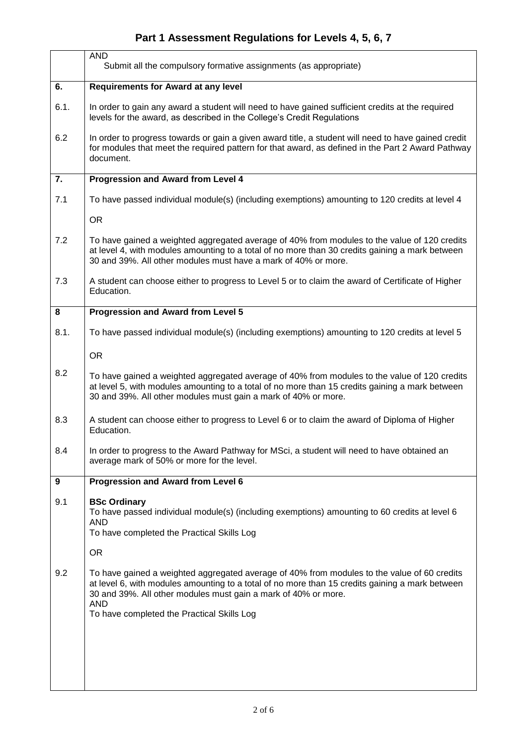## Part 1 Assessment Regulations for Levels 4, 5, 6, 7

| | |
|---|---|
| | AND<br>Submit all the compulsory formative assignments (as appropriate) |
| **6.** | **Requirements for Award at any level** |
| 6.1. | In order to gain any award a student will need to have gained sufficient credits at the required levels for the award, as described in the College's Credit Regulations |
| 6.2 | In order to progress towards or gain a given award title, a student will need to have gained credit for modules that meet the required pattern for that award, as defined in the Part 2 Award Pathway document. |
| **7.** | **Progression and Award from Level 4** |
| 7.1 | To have passed individual module(s) (including exemptions) amounting to 120 credits at level 4 |
| | OR |
| 7.2 | To have gained a weighted aggregated average of 40% from modules to the value of 120 credits at level 4, with modules amounting to a total of no more than 30 credits gaining a mark between 30 and 39%. All other modules must have a mark of 40% or more. |
| 7.3 | A student can choose either to progress to Level 5 or to claim the award of Certificate of Higher Education. |
| **8** | **Progression and Award from Level 5** |
| 8.1. | To have passed individual module(s) (including exemptions) amounting to 120 credits at level 5 |
| | OR |
| 8.2 | To have gained a weighted aggregated average of 40% from modules to the value of 120 credits at level 5, with modules amounting to a total of no more than 15 credits gaining a mark between 30 and 39%. All other modules must gain a mark of 40% or more. |
| 8.3 | A student can choose either to progress to Level 6 or to claim the award of Diploma of Higher Education. |
| 8.4 | In order to progress to the Award Pathway for MSci, a student will need to have obtained an average mark of 50% or more for the level. |
| **9** | **Progression and Award from Level 6** |
| 9.1 | **BSc Ordinary**<br>To have passed individual module(s) (including exemptions) amounting to 60 credits at level 6<br>AND<br>To have completed the Practical Skills Log |
| | OR |
| 9.2 | To have gained a weighted aggregated average of 40% from modules to the value of 60 credits at level 6, with modules amounting to a total of no more than 15 credits gaining a mark between 30 and 39%. All other modules must gain a mark of 40% or more.<br>AND<br>To have completed the Practical Skills Log |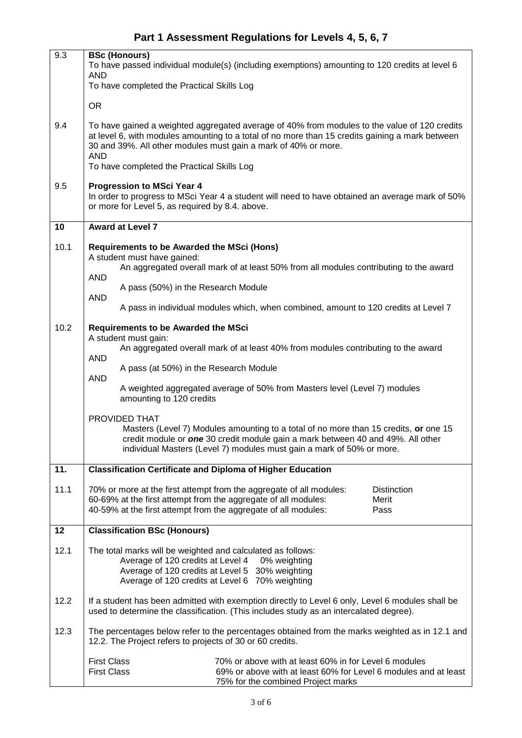## Part 1 Assessment Regulations for Levels 4, 5, 6, 7

**9.3** **BSc (Honours)**
To have passed individual module(s) (including exemptions) amounting to 120 credits at level 6
AND
To have completed the Practical Skills Log

OR

**9.4** To have gained a weighted aggregated average of 40% from modules to the value of 120 credits at level 6, with modules amounting to a total of no more than 15 credits gaining a mark between 30 and 39%. All other modules must gain a mark of 40% or more.
AND
To have completed the Practical Skills Log

**9.5** **Progression to MSci Year 4**
In order to progress to MSci Year 4 a student will need to have obtained an average mark of 50% or more for Level 5, as required by 8.4. above.

### 10 Award at Level 7

**10.1** **Requirements to be Awarded the MSci (Hons)**
A student must have gained:
An aggregated overall mark of at least 50% from all modules contributing to the award
AND
A pass (50%) in the Research Module
AND
A pass in individual modules which, when combined, amount to 120 credits at Level 7

**10.2** **Requirements to be Awarded the MSci**
A student must gain:
An aggregated overall mark of at least 40% from modules contributing to the award
AND
A pass (at 50%) in the Research Module
AND
A weighted aggregated average of 50% from Masters level (Level 7) modules amounting to 120 credits

PROVIDED THAT
Masters (Level 7) Modules amounting to a total of no more than 15 credits, **or** one 15 credit module or ***one*** 30 credit module gain a mark between 40 and 49%. All other individual Masters (Level 7) modules must gain a mark of 50% or more.

### 11. Classification Certificate and Diploma of Higher Education

**11.1**

| | |
|---|---|
| 70% or more at the first attempt from the aggregate of all modules: | Distinction |
| 60-69% at the first attempt from the aggregate of all modules: | Merit |
| 40-59% at the first attempt from the aggregate of all modules: | Pass |

### 12 Classification BSc (Honours)

**12.1** The total marks will be weighted and calculated as follows:

| | |
|---|---|
| Average of 120 credits at Level 4 | 0% weighting |
| Average of 120 credits at Level 5 | 30% weighting |
| Average of 120 credits at Level 6 | 70% weighting |

**12.2** If a student has been admitted with exemption directly to Level 6 only, Level 6 modules shall be used to determine the classification. (This includes study as an intercalated degree).

**12.3** The percentages below refer to the percentages obtained from the marks weighted as in 12.1 and 12.2. The Project refers to projects of 30 or 60 credits.

| | |
|---|---|
| First Class | 70% or above with at least 60% in for Level 6 modules |
| First Class | 69% or above with at least 60% for Level 6 modules and at least 75% for the combined Project marks |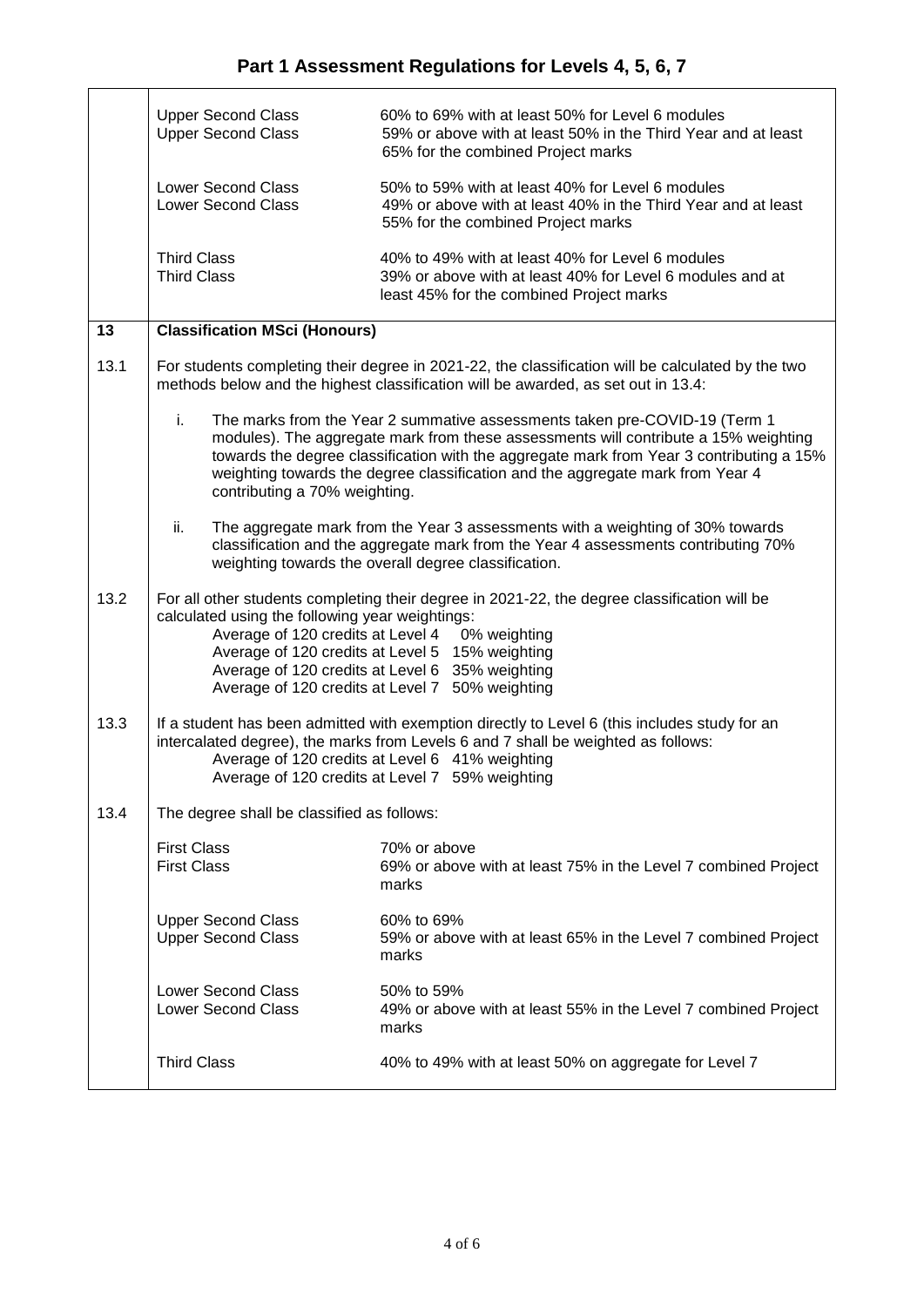# Part 1 Assessment Regulations for Levels 4, 5, 6, 7

| | | |
|---|---|---|
| | Upper Second Class | 60% to 69% with at least 50% for Level 6 modules |
| | Upper Second Class | 59% or above with at least 50% in the Third Year and at least 65% for the combined Project marks |
| | Lower Second Class | 50% to 59% with at least 40% for Level 6 modules |
| | Lower Second Class | 49% or above with at least 40% in the Third Year and at least 55% for the combined Project marks |
| | Third Class | 40% to 49% with at least 40% for Level 6 modules |
| | Third Class | 39% or above with at least 40% for Level 6 modules and at least 45% for the combined Project marks |

## 13 Classification MSci (Honours)

**13.1** For students completing their degree in 2021-22, the classification will be calculated by the two methods below and the highest classification will be awarded, as set out in 13.4:

i. The marks from the Year 2 summative assessments taken pre-COVID-19 (Term 1 modules). The aggregate mark from these assessments will contribute a 15% weighting towards the degree classification with the aggregate mark from Year 3 contributing a 15% weighting towards the degree classification and the aggregate mark from Year 4 contributing a 70% weighting.

ii. The aggregate mark from the Year 3 assessments with a weighting of 30% towards classification and the aggregate mark from the Year 4 assessments contributing 70% weighting towards the overall degree classification.

**13.2** For all other students completing their degree in 2021-22, the degree classification will be calculated using the following year weightings:

- Average of 120 credits at Level 4 0% weighting
- Average of 120 credits at Level 5 15% weighting
- Average of 120 credits at Level 6 35% weighting
- Average of 120 credits at Level 7 50% weighting

**13.3** If a student has been admitted with exemption directly to Level 6 (this includes study for an intercalated degree), the marks from Levels 6 and 7 shall be weighted as follows:

- Average of 120 credits at Level 6 41% weighting
- Average of 120 credits at Level 7 59% weighting

**13.4** The degree shall be classified as follows:

| | |
|---|---|
| First Class | 70% or above |
| First Class | 69% or above with at least 75% in the Level 7 combined Project marks |
| Upper Second Class | 60% to 69% |
| Upper Second Class | 59% or above with at least 65% in the Level 7 combined Project marks |
| Lower Second Class | 50% to 59% |
| Lower Second Class | 49% or above with at least 55% in the Level 7 combined Project marks |
| Third Class | 40% to 49% with at least 50% on aggregate for Level 7 |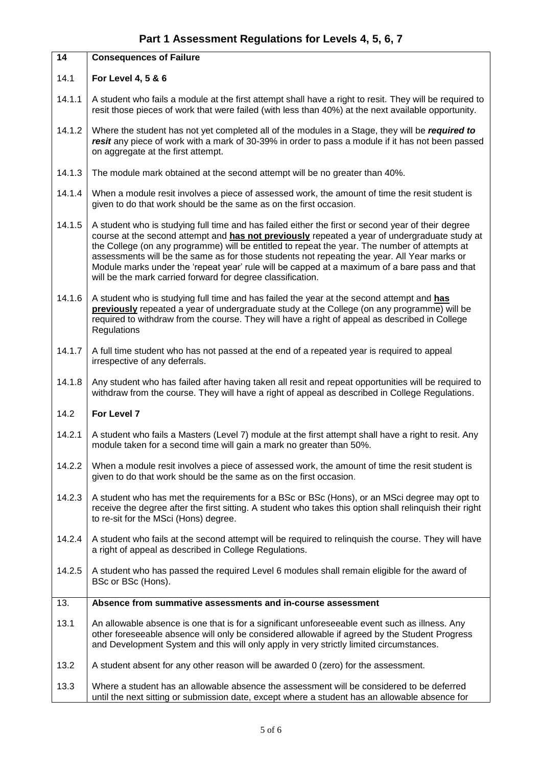# Part 1 Assessment Regulations for Levels 4, 5, 6, 7

| 14 | **Consequences of Failure** |
|---|---|
| 14.1 | **For Level 4, 5 & 6** |
| 14.1.1 | A student who fails a module at the first attempt shall have a right to resit. They will be required to resit those pieces of work that were failed (with less than 40%) at the next available opportunity. |
| 14.1.2 | Where the student has not yet completed all of the modules in a Stage, they will be ***required to resit*** any piece of work with a mark of 30-39% in order to pass a module if it has not been passed on aggregate at the first attempt. |
| 14.1.3 | The module mark obtained at the second attempt will be no greater than 40%. |
| 14.1.4 | When a module resit involves a piece of assessed work, the amount of time the resit student is given to do that work should be the same as on the first occasion. |
| 14.1.5 | A student who is studying full time and has failed either the first or second year of their degree course at the second attempt and **has not previously** repeated a year of undergraduate study at the College (on any programme) will be entitled to repeat the year. The number of attempts at assessments will be the same as for those students not repeating the year. All Year marks or Module marks under the 'repeat year' rule will be capped at a maximum of a bare pass and that will be the mark carried forward for degree classification. |
| 14.1.6 | A student who is studying full time and has failed the year at the second attempt and **has previously** repeated a year of undergraduate study at the College (on any programme) will be required to withdraw from the course. They will have a right of appeal as described in College Regulations |
| 14.1.7 | A full time student who has not passed at the end of a repeated year is required to appeal irrespective of any deferrals. |
| 14.1.8 | Any student who has failed after having taken all resit and repeat opportunities will be required to withdraw from the course. They will have a right of appeal as described in College Regulations. |
| 14.2 | **For Level 7** |
| 14.2.1 | A student who fails a Masters (Level 7) module at the first attempt shall have a right to resit. Any module taken for a second time will gain a mark no greater than 50%. |
| 14.2.2 | When a module resit involves a piece of assessed work, the amount of time the resit student is given to do that work should be the same as on the first occasion. |
| 14.2.3 | A student who has met the requirements for a BSc or BSc (Hons), or an MSci degree may opt to receive the degree after the first sitting. A student who takes this option shall relinquish their right to re-sit for the MSci (Hons) degree. |
| 14.2.4 | A student who fails at the second attempt will be required to relinquish the course. They will have a right of appeal as described in College Regulations. |
| 14.2.5 | A student who has passed the required Level 6 modules shall remain eligible for the award of BSc or BSc (Hons). |
| 13. | **Absence from summative assessments and in-course assessment** |
| 13.1 | An allowable absence is one that is for a significant unforeseeable event such as illness. Any other foreseeable absence will only be considered allowable if agreed by the Student Progress and Development System and this will only apply in very strictly limited circumstances. |
| 13.2 | A student absent for any other reason will be awarded 0 (zero) for the assessment. |
| 13.3 | Where a student has an allowable absence the assessment will be considered to be deferred until the next sitting or submission date, except where a student has an allowable absence for |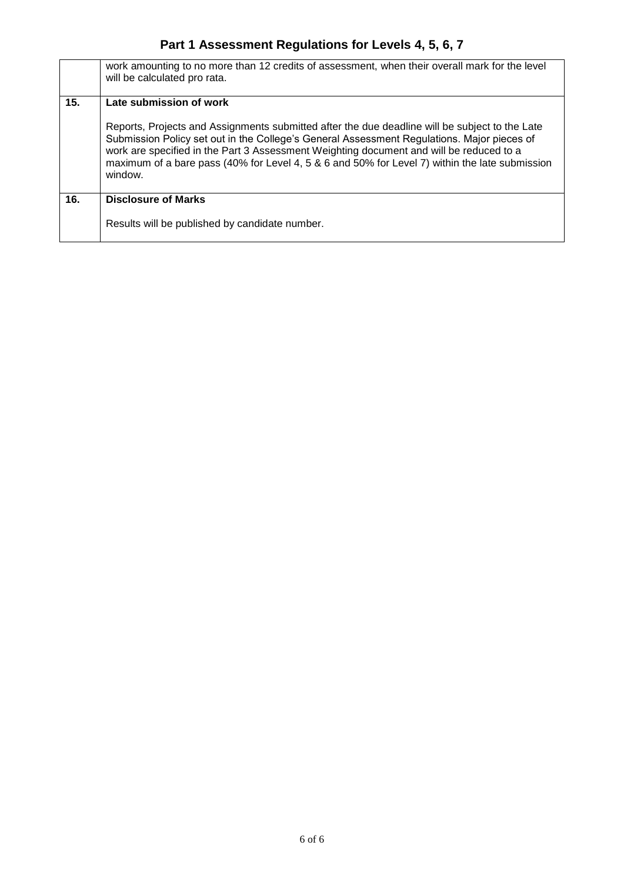| | |
|---|---|
| | work amounting to no more than 12 credits of assessment, when their overall mark for the level will be calculated pro rata. |
| **15.** | **Late submission of work**<br><br>Reports, Projects and Assignments submitted after the due deadline will be subject to the Late Submission Policy set out in the College's General Assessment Regulations. Major pieces of work are specified in the Part 3 Assessment Weighting document and will be reduced to a maximum of a bare pass (40% for Level 4, 5 & 6 and 50% for Level 7) within the late submission window. |
| **16.** | **Disclosure of Marks**<br><br>Results will be published by candidate number. |